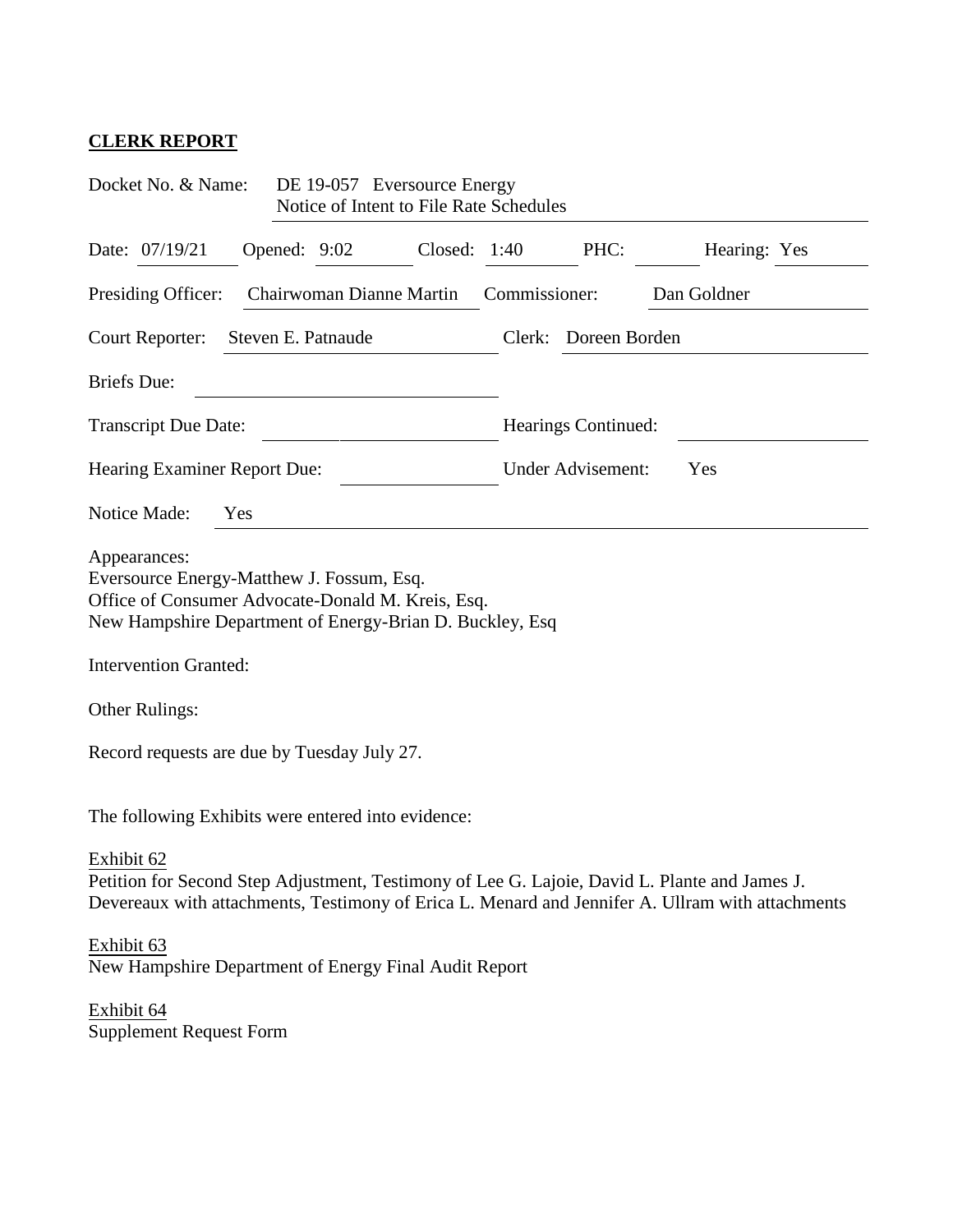**CLERK REPORT**

Docket No. & Name: DE 19-057 Eversource Energy
Notice of Intent to File Rate Schedules

Date: 07/19/21 Opened: 9:02 Closed: 1:40 PHC: Hearing: Yes

Presiding Officer: Chairwoman Dianne Martin Commissioner: Dan Goldner

Court Reporter: Steven E. Patnaude Clerk: Doreen Borden

Briefs Due:

Transcript Due Date: Hearings Continued:

Hearing Examiner Report Due: Under Advisement: Yes

Notice Made: Yes

Appearances:
Eversource Energy-Matthew J. Fossum, Esq.
Office of Consumer Advocate-Donald M. Kreis, Esq.
New Hampshire Department of Energy-Brian D. Buckley, Esq

Intervention Granted:

Other Rulings:

Record requests are due by Tuesday July 27.

The following Exhibits were entered into evidence:

Exhibit 62
Petition for Second Step Adjustment, Testimony of Lee G. Lajoie, David L. Plante and James J. Devereaux with attachments, Testimony of Erica L. Menard and Jennifer A. Ullram with attachments

Exhibit 63
New Hampshire Department of Energy Final Audit Report

Exhibit 64
Supplement Request Form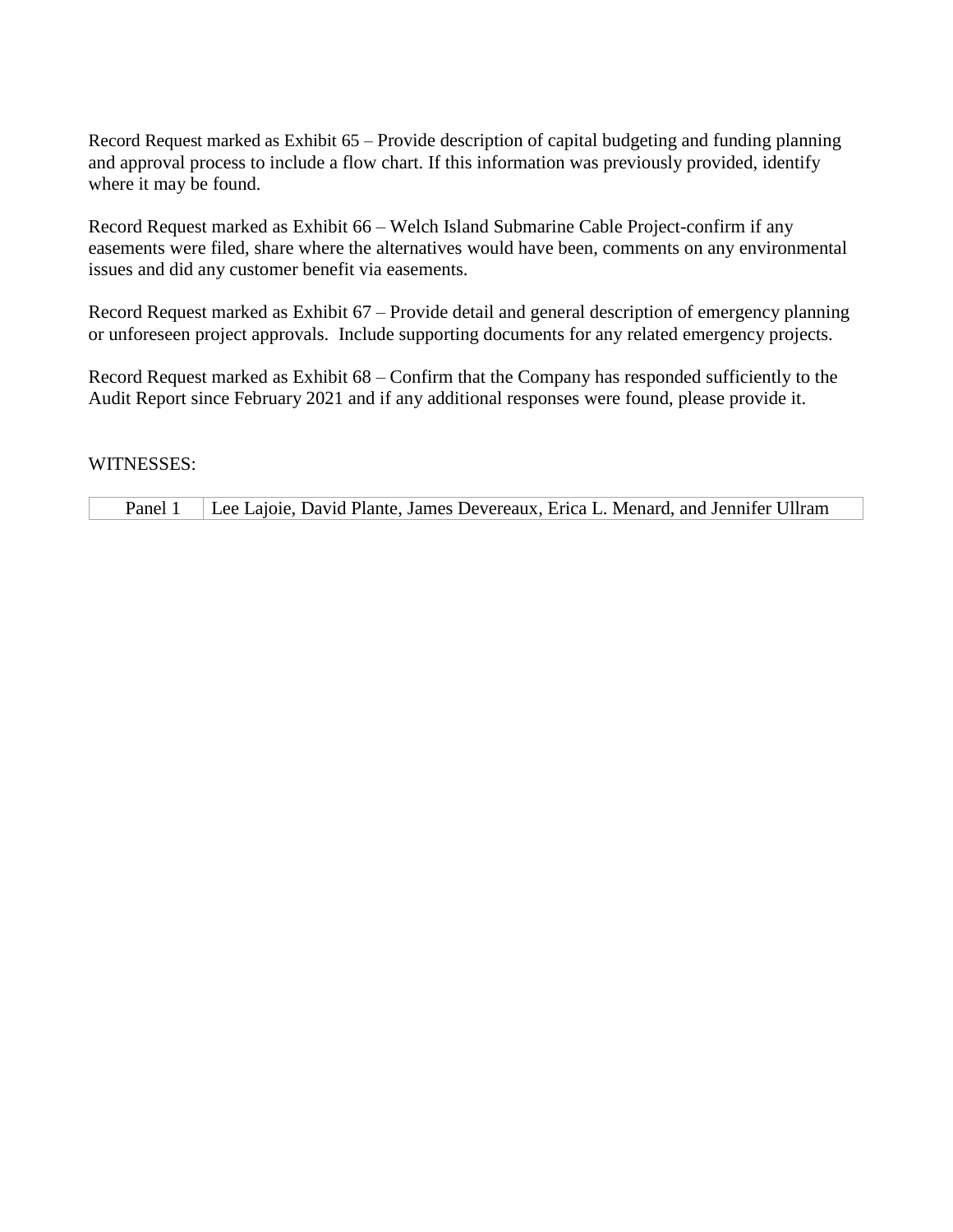Record Request marked as Exhibit 65 – Provide description of capital budgeting and funding planning and approval process to include a flow chart. If this information was previously provided, identify where it may be found.

Record Request marked as Exhibit 66 – Welch Island Submarine Cable Project-confirm if any easements were filed, share where the alternatives would have been, comments on any environmental issues and did any customer benefit via easements.

Record Request marked as Exhibit 67 – Provide detail and general description of emergency planning or unforeseen project approvals. Include supporting documents for any related emergency projects.

Record Request marked as Exhibit 68 – Confirm that the Company has responded sufficiently to the Audit Report since February 2021 and if any additional responses were found, please provide it.

WITNESSES:

| | |
|---|---|
| Panel 1 | Lee Lajoie, David Plante, James Devereaux, Erica L. Menard, and Jennifer Ullram |